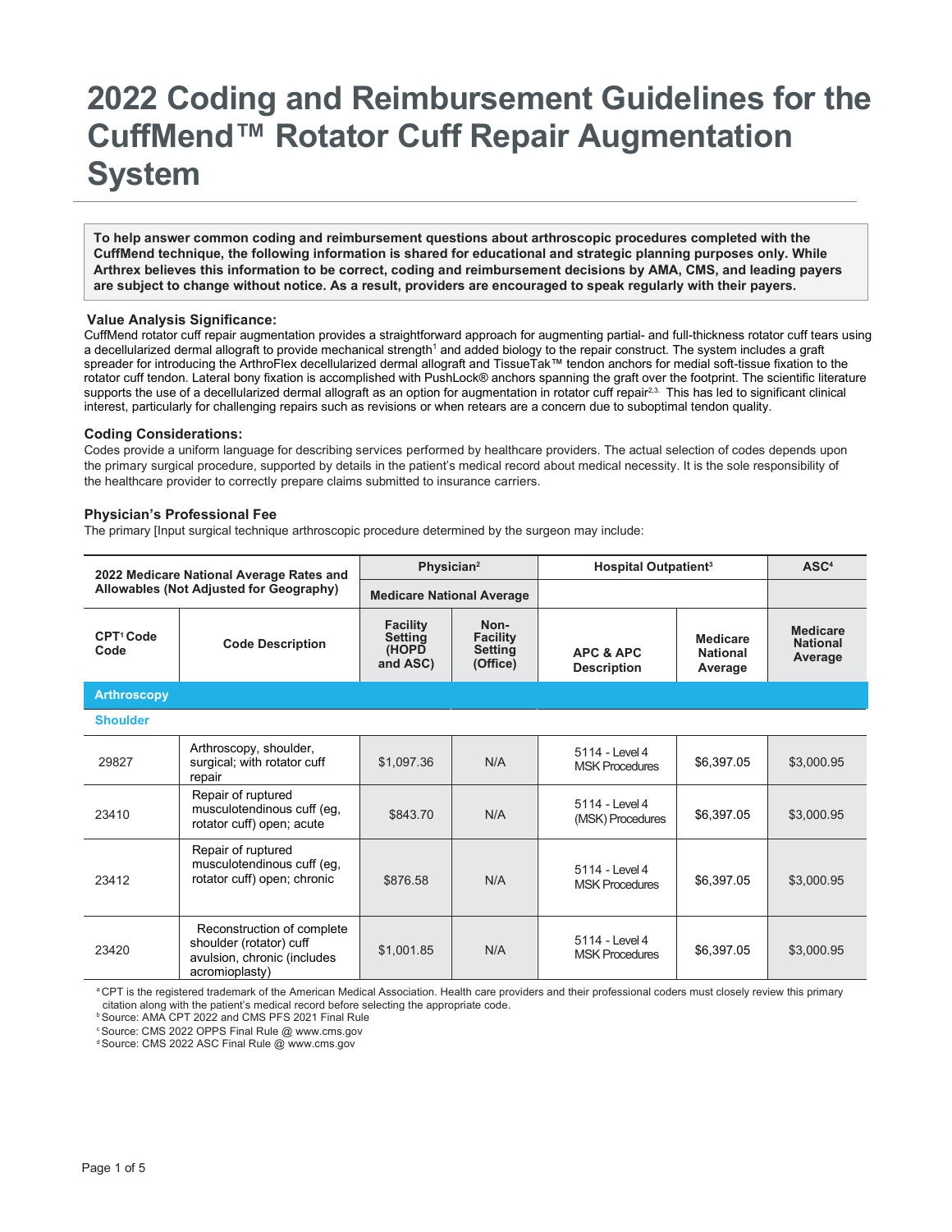# 2022 Coding and Reimbursement Guidelines for the CuffMend™ Rotator Cuff Repair Augmentation System

**To help answer common coding and reimbursement questions about arthroscopic procedures completed with the CuffMend technique, the following information is shared for educational and strategic planning purposes only. While Arthrex believes this information to be correct, coding and reimbursement decisions by AMA, CMS, and leading payers are subject to change without notice. As a result, providers are encouraged to speak regularly with their payers.**

### Value Analysis Significance:

CuffMend rotator cuff repair augmentation provides a straightforward approach for augmenting partial- and full-thickness rotator cuff tears using a decellularized dermal allograft to provide mechanical strength[1] and added biology to the repair construct. The system includes a graft spreader for introducing the ArthroFlex decellularized dermal allograft and TissueTak™ tendon anchors for medial soft-tissue fixation to the rotator cuff tendon. Lateral bony fixation is accomplished with PushLock® anchors spanning the graft over the footprint. The scientific literature supports the use of a decellularized dermal allograft as an option for augmentation in rotator cuff repair[2,3]. This has led to significant clinical interest, particularly for challenging repairs such as revisions or when retears are a concern due to suboptimal tendon quality.

### Coding Considerations:

Codes provide a uniform language for describing services performed by healthcare providers. The actual selection of codes depends upon the primary surgical procedure, supported by details in the patient's medical record about medical necessity. It is the sole responsibility of the healthcare provider to correctly prepare claims submitted to insurance carriers.

### Physician's Professional Fee

The primary [Input surgical technique arthroscopic procedure determined by the surgeon may include:

| 2022 Medicare National Average Rates and Allowables (Not Adjusted for Geography) | | Physician[2] | | Hospital Outpatient[3] | | ASC[4] |
|---|---|---|---|---|---|---|
| | | Medicare National Average | | | | |
| CPT[1] Code Code | Code Description | Facility Setting (HOPD and ASC) | Non-Facility Setting (Office) | APC & APC Description | Medicare National Average | Medicare National Average |
| **Arthroscopy** | | | | | | |
| **Shoulder** | | | | | | |
| 29827 | Arthroscopy, shoulder, surgical; with rotator cuff repair | $1,097.36 | N/A | 5114 - Level 4 MSK Procedures | $6,397.05 | $3,000.95 |
| 23410 | Repair of ruptured musculotendinous cuff (eg, rotator cuff) open; acute | $843.70 | N/A | 5114 - Level 4 (MSK) Procedures | $6,397.05 | $3,000.95 |
| 23412 | Repair of ruptured musculotendinous cuff (eg, rotator cuff) open; chronic | $876.58 | N/A | 5114 - Level 4 MSK Procedures | $6,397.05 | $3,000.95 |
| 23420 | Reconstruction of complete shoulder (rotator) cuff avulsion, chronic (includes acromioplasty) | $1,001.85 | N/A | 5114 - Level 4 MSK Procedures | $6,397.05 | $3,000.95 |

[a] CPT is the registered trademark of the American Medical Association. Health care providers and their professional coders must closely review this primary citation along with the patient's medical record before selecting the appropriate code.
[b] Source: AMA CPT 2022 and CMS PFS 2021 Final Rule
[c] Source: CMS 2022 OPPS Final Rule @ www.cms.gov
[d] Source: CMS 2022 ASC Final Rule @ www.cms.gov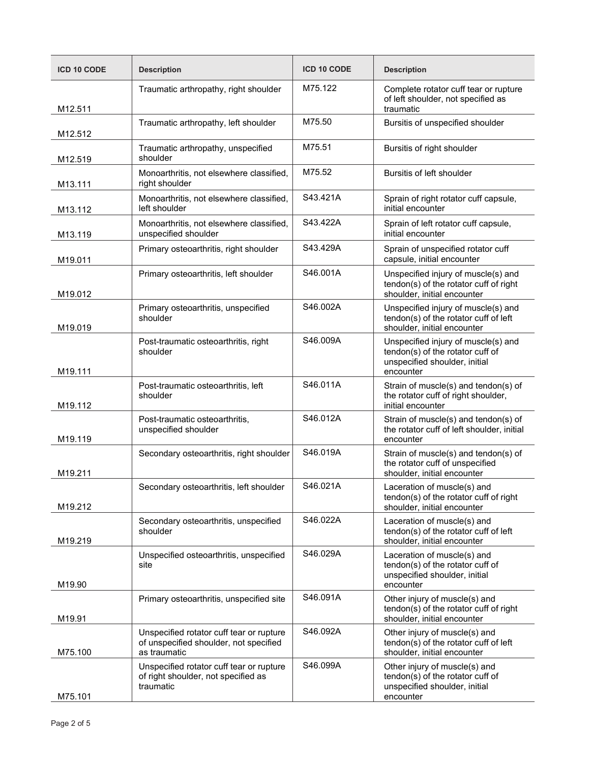| ICD 10 CODE | Description | ICD 10 CODE | Description |
| --- | --- | --- | --- |
| M12.511 | Traumatic arthropathy, right shoulder | M75.122 | Complete rotator cuff tear or rupture of left shoulder, not specified as traumatic |
| M12.512 | Traumatic arthropathy, left shoulder | M75.50 | Bursitis of unspecified shoulder |
| M12.519 | Traumatic arthropathy, unspecified shoulder | M75.51 | Bursitis of right shoulder |
| M13.111 | Monoarthritis, not elsewhere classified, right shoulder | M75.52 | Bursitis of left shoulder |
| M13.112 | Monoarthritis, not elsewhere classified, left shoulder | S43.421A | Sprain of right rotator cuff capsule, initial encounter |
| M13.119 | Monoarthritis, not elsewhere classified, unspecified shoulder | S43.422A | Sprain of left rotator cuff capsule, initial encounter |
| M19.011 | Primary osteoarthritis, right shoulder | S43.429A | Sprain of unspecified rotator cuff capsule, initial encounter |
| M19.012 | Primary osteoarthritis, left shoulder | S46.001A | Unspecified injury of muscle(s) and tendon(s) of the rotator cuff of right shoulder, initial encounter |
| M19.019 | Primary osteoarthritis, unspecified shoulder | S46.002A | Unspecified injury of muscle(s) and tendon(s) of the rotator cuff of left shoulder, initial encounter |
| M19.111 | Post-traumatic osteoarthritis, right shoulder | S46.009A | Unspecified injury of muscle(s) and tendon(s) of the rotator cuff of unspecified shoulder, initial encounter |
| M19.112 | Post-traumatic osteoarthritis, left shoulder | S46.011A | Strain of muscle(s) and tendon(s) of the rotator cuff of right shoulder, initial encounter |
| M19.119 | Post-traumatic osteoarthritis, unspecified shoulder | S46.012A | Strain of muscle(s) and tendon(s) of the rotator cuff of left shoulder, initial encounter |
| M19.211 | Secondary osteoarthritis, right shoulder | S46.019A | Strain of muscle(s) and tendon(s) of the rotator cuff of unspecified shoulder, initial encounter |
| M19.212 | Secondary osteoarthritis, left shoulder | S46.021A | Laceration of muscle(s) and tendon(s) of the rotator cuff of right shoulder, initial encounter |
| M19.219 | Secondary osteoarthritis, unspecified shoulder | S46.022A | Laceration of muscle(s) and tendon(s) of the rotator cuff of left shoulder, initial encounter |
| M19.90 | Unspecified osteoarthritis, unspecified site | S46.029A | Laceration of muscle(s) and tendon(s) of the rotator cuff of unspecified shoulder, initial encounter |
| M19.91 | Primary osteoarthritis, unspecified site | S46.091A | Other injury of muscle(s) and tendon(s) of the rotator cuff of right shoulder, initial encounter |
| M75.100 | Unspecified rotator cuff tear or rupture of unspecified shoulder, not specified as traumatic | S46.092A | Other injury of muscle(s) and tendon(s) of the rotator cuff of left shoulder, initial encounter |
| M75.101 | Unspecified rotator cuff tear or rupture of right shoulder, not specified as traumatic | S46.099A | Other injury of muscle(s) and tendon(s) of the rotator cuff of unspecified shoulder, initial encounter |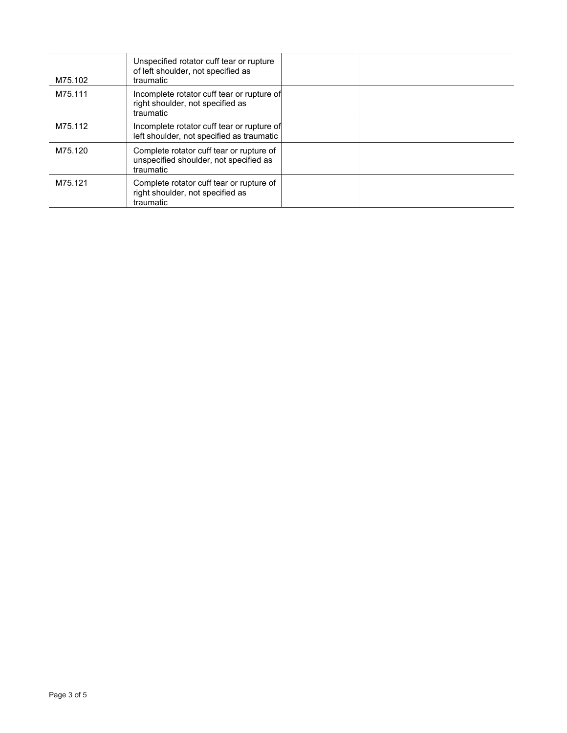| | | | |
|---|---|---|---|
| M75.102 | Unspecified rotator cuff tear or rupture of left shoulder, not specified as traumatic | | |
| M75.111 | Incomplete rotator cuff tear or rupture of right shoulder, not specified as traumatic | | |
| M75.112 | Incomplete rotator cuff tear or rupture of left shoulder, not specified as traumatic | | |
| M75.120 | Complete rotator cuff tear or rupture of unspecified shoulder, not specified as traumatic | | |
| M75.121 | Complete rotator cuff tear or rupture of right shoulder, not specified as traumatic | | |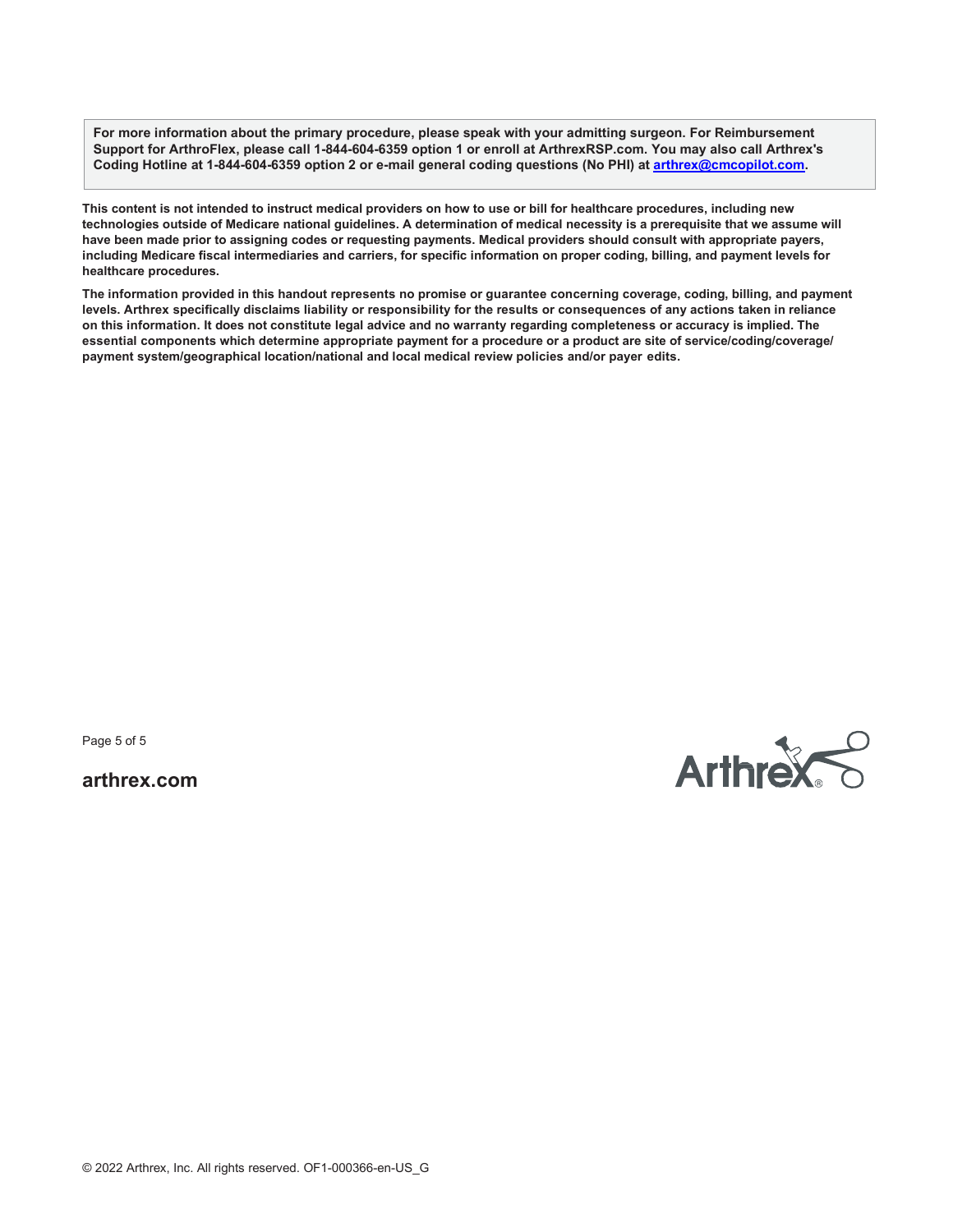**For more information about the primary procedure, please speak with your admitting surgeon. For Reimbursement Support for ArthroFlex, please call 1-844-604-6359 option 1 or enroll at ArthrexRSP.com. You may also call Arthrex's Coding Hotline at 1-844-604-6359 option 2 or e-mail general coding questions (No PHI) at arthrex@cmcopilot.com.**

**This content is not intended to instruct medical providers on how to use or bill for healthcare procedures, including new technologies outside of Medicare national guidelines. A determination of medical necessity is a prerequisite that we assume will have been made prior to assigning codes or requesting payments. Medical providers should consult with appropriate payers, including Medicare fiscal intermediaries and carriers, for specific information on proper coding, billing, and payment levels for healthcare procedures.**

**The information provided in this handout represents no promise or guarantee concerning coverage, coding, billing, and payment levels. Arthrex specifically disclaims liability or responsibility for the results or consequences of any actions taken in reliance on this information. It does not constitute legal advice and no warranty regarding completeness or accuracy is implied. The essential components which determine appropriate payment for a procedure or a product are site of service/coding/coverage/ payment system/geographical location/national and local medical review policies and/or payer edits.**

**arthrex.com**

Arthrex®

© 2022 Arthrex, Inc. All rights reserved. OF1-000366-en-US_G